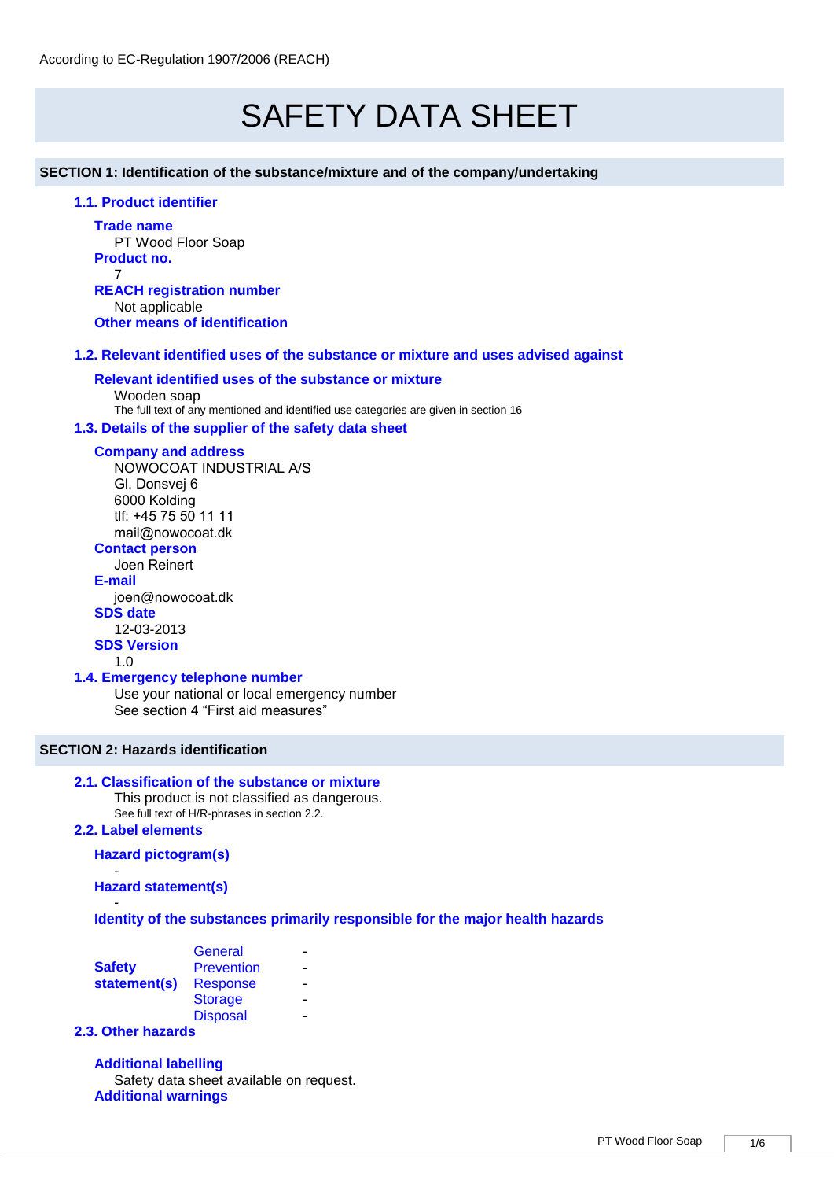According to EC-Regulation 1907/2006 (REACH)

# SAFETY DATA SHEET

## SECTION 1: Identification of the substance/mixture and of the company/undertaking

### 1.1. Product identifier

**Trade name**
PT Wood Floor Soap

**Product no.**
7

**REACH registration number**
Not applicable

**Other means of identification**

### 1.2. Relevant identified uses of the substance or mixture and uses advised against

**Relevant identified uses of the substance or mixture**
Wooden soap
The full text of any mentioned and identified use categories are given in section 16

### 1.3. Details of the supplier of the safety data sheet

**Company and address**
NOWOCOAT INDUSTRIAL A/S
Gl. Donsvej 6
6000 Kolding
tlf: +45 75 50 11 11
mail@nowocoat.dk

**Contact person**
Joen Reinert

**E-mail**
joen@nowocoat.dk

**SDS date**
12-03-2013

**SDS Version**
1.0

### 1.4. Emergency telephone number

Use your national or local emergency number
See section 4 “First aid measures”

## SECTION 2: Hazards identification

### 2.1. Classification of the substance or mixture

This product is not classified as dangerous.
See full text of H/R-phrases in section 2.2.

### 2.2. Label elements

**Hazard pictogram(s)**
-

**Hazard statement(s)**
-

**Identity of the substances primarily responsible for the major health hazards**

| | | |
|---|---|---|
| **Safety statement(s)** | General | - |
| | Prevention | - |
| | Response | - |
| | Storage | - |
| | Disposal | - |

### 2.3. Other hazards

**Additional labelling**
Safety data sheet available on request.

**Additional warnings**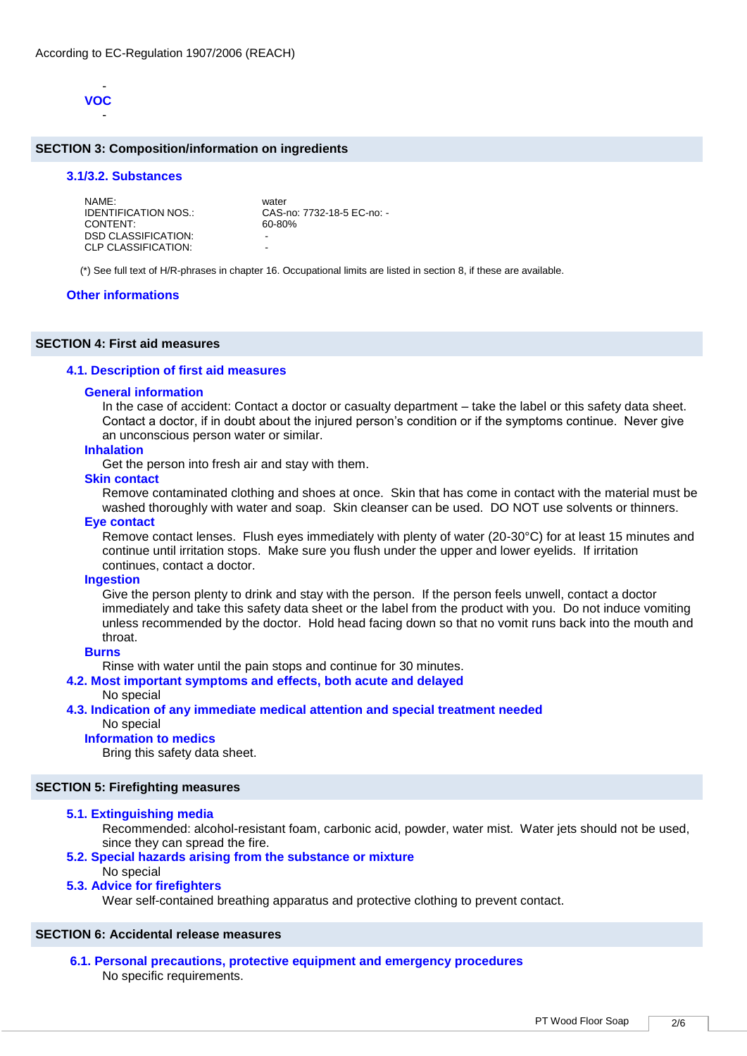- 
**VOC**
- 

## SECTION 3: Composition/information on ingredients

### 3.1/3.2. Substances

| | |
|---|---|
| NAME: | water |
| IDENTIFICATION NOS.: | CAS-no: 7732-18-5 EC-no: - |
| CONTENT: | 60-80% |
| DSD CLASSIFICATION: | - |
| CLP CLASSIFICATION: | - |

(*) See full text of H/R-phrases in chapter 16. Occupational limits are listed in section 8, if these are available.

### Other informations

## SECTION 4: First aid measures

### 4.1. Description of first aid measures

**General information**

In the case of accident: Contact a doctor or casualty department – take the label or this safety data sheet. Contact a doctor, if in doubt about the injured person's condition or if the symptoms continue. Never give an unconscious person water or similar.

**Inhalation**

Get the person into fresh air and stay with them.

**Skin contact**

Remove contaminated clothing and shoes at once. Skin that has come in contact with the material must be washed thoroughly with water and soap. Skin cleanser can be used. DO NOT use solvents or thinners.

**Eye contact**

Remove contact lenses. Flush eyes immediately with plenty of water (20-30°C) for at least 15 minutes and continue until irritation stops. Make sure you flush under the upper and lower eyelids. If irritation continues, contact a doctor.

**Ingestion**

Give the person plenty to drink and stay with the person. If the person feels unwell, contact a doctor immediately and take this safety data sheet or the label from the product with you. Do not induce vomiting unless recommended by the doctor. Hold head facing down so that no vomit runs back into the mouth and throat.

**Burns**

Rinse with water until the pain stops and continue for 30 minutes.

### 4.2. Most important symptoms and effects, both acute and delayed

No special

### 4.3. Indication of any immediate medical attention and special treatment needed

No special

**Information to medics**

Bring this safety data sheet.

## SECTION 5: Firefighting measures

### 5.1. Extinguishing media

Recommended: alcohol-resistant foam, carbonic acid, powder, water mist. Water jets should not be used, since they can spread the fire.

### 5.2. Special hazards arising from the substance or mixture

No special

### 5.3. Advice for firefighters

Wear self-contained breathing apparatus and protective clothing to prevent contact.

## SECTION 6: Accidental release measures

### 6.1. Personal precautions, protective equipment and emergency procedures

No specific requirements.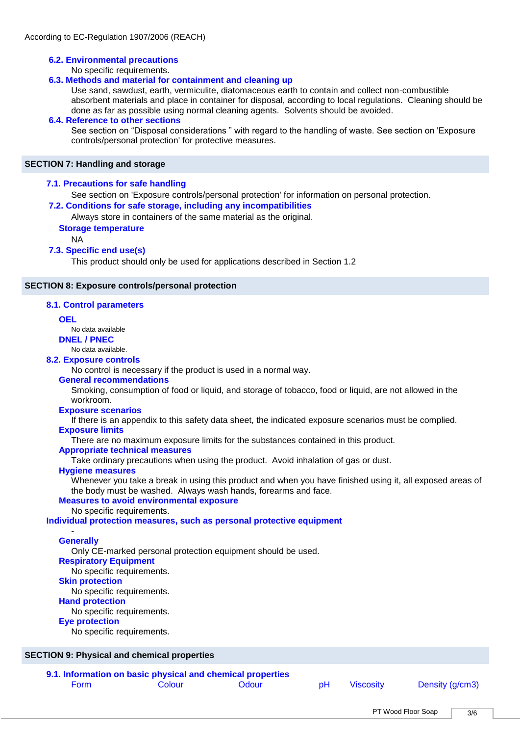According to EC-Regulation 1907/2006 (REACH)

### 6.2. Environmental precautions

No specific requirements.

### 6.3. Methods and material for containment and cleaning up

Use sand, sawdust, earth, vermiculite, diatomaceous earth to contain and collect non-combustible absorbent materials and place in container for disposal, according to local regulations. Cleaning should be done as far as possible using normal cleaning agents. Solvents should be avoided.

### 6.4. Reference to other sections

See section on “Disposal considerations ” with regard to the handling of waste. See section on 'Exposure controls/personal protection' for protective measures.

## SECTION 7: Handling and storage

### 7.1. Precautions for safe handling

See section on 'Exposure controls/personal protection' for information on personal protection.

### 7.2. Conditions for safe storage, including any incompatibilities

Always store in containers of the same material as the original.

#### Storage temperature

NA

### 7.3. Specific end use(s)

This product should only be used for applications described in Section 1.2

## SECTION 8: Exposure controls/personal protection

### 8.1. Control parameters

#### OEL

No data available

#### DNEL / PNEC

No data available.

### 8.2. Exposure controls

No control is necessary if the product is used in a normal way.

#### General recommendations

Smoking, consumption of food or liquid, and storage of tobacco, food or liquid, are not allowed in the workroom.

#### Exposure scenarios

If there is an appendix to this safety data sheet, the indicated exposure scenarios must be complied.

#### Exposure limits

There are no maximum exposure limits for the substances contained in this product.

#### Appropriate technical measures

Take ordinary precautions when using the product. Avoid inhalation of gas or dust.

#### Hygiene measures

Whenever you take a break in using this product and when you have finished using it, all exposed areas of the body must be washed. Always wash hands, forearms and face.

#### Measures to avoid environmental exposure

No specific requirements.

### Individual protection measures, such as personal protective equipment

-

#### Generally

Only CE-marked personal protection equipment should be used.

#### Respiratory Equipment

No specific requirements.

#### Skin protection

No specific requirements.

#### Hand protection

No specific requirements.

#### Eye protection

No specific requirements.

## SECTION 9: Physical and chemical properties

### 9.1. Information on basic physical and chemical properties

| Form | Colour | Odour | pH | Viscosity | Density (g/cm3) |
|---|---|---|---|---|---|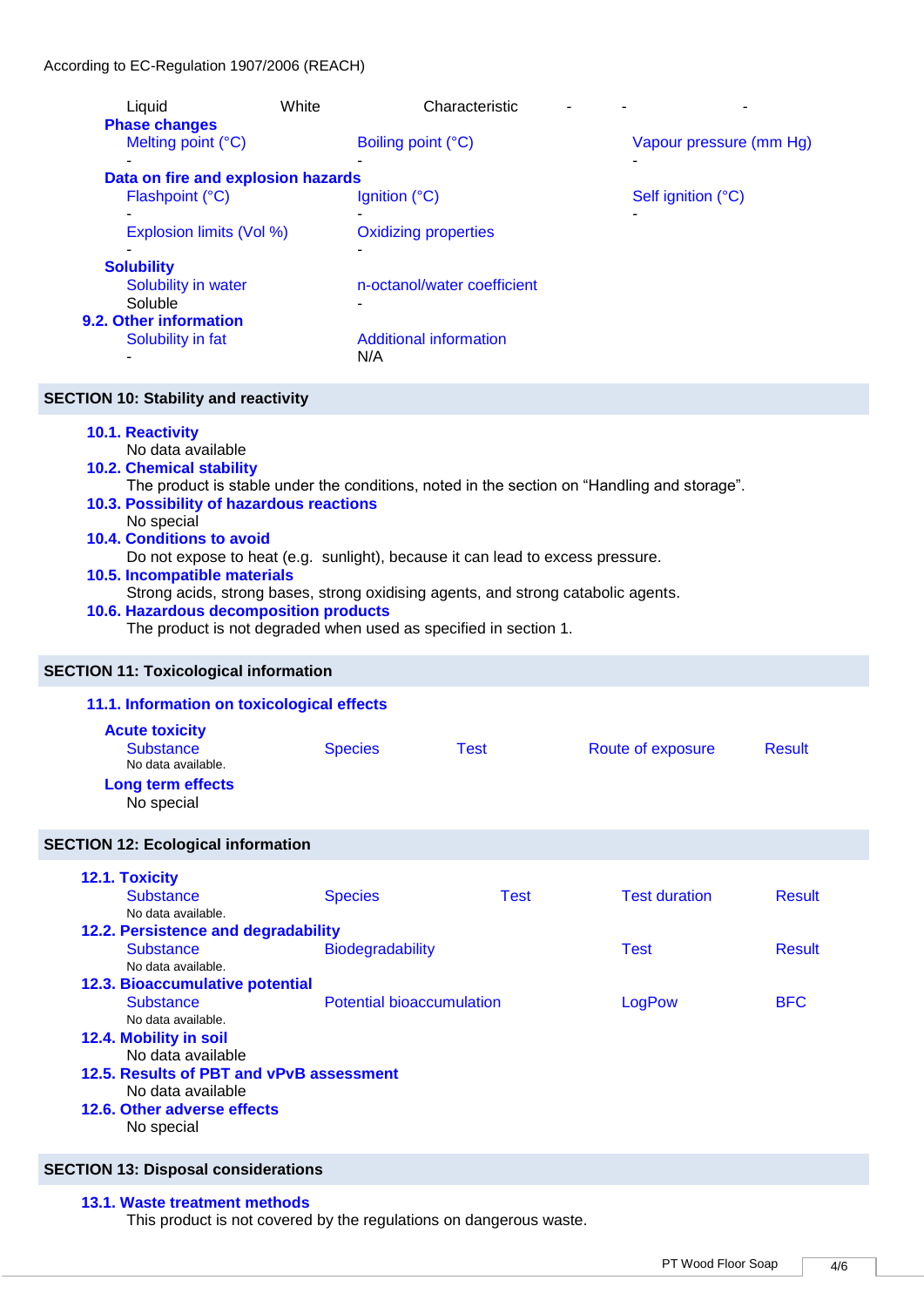According to EC-Regulation 1907/2006 (REACH)

| Liquid | White | Characteristic | - | - | - |
|---|---|---|---|---|---|

**Phase changes**

| Melting point (°C) | Boiling point (°C) | Vapour pressure (mm Hg) |
|---|---|---|
| - | - | - |

**Data on fire and explosion hazards**

| Flashpoint (°C) | Ignition (°C) | Self ignition (°C) |
|---|---|---|
| - | - | - |

| Explosion limits (Vol %) | Oxidizing properties |
|---|---|
| - | - |

**Solubility**

| Solubility in water | n-octanol/water coefficient |
|---|---|
| Soluble | - |

### 9.2. Other information

| Solubility in fat | Additional information |
|---|---|
| - | N/A |

## SECTION 10: Stability and reactivity

### 10.1. Reactivity
No data available

### 10.2. Chemical stability
The product is stable under the conditions, noted in the section on “Handling and storage”.

### 10.3. Possibility of hazardous reactions
No special

### 10.4. Conditions to avoid
Do not expose to heat (e.g. sunlight), because it can lead to excess pressure.

### 10.5. Incompatible materials
Strong acids, strong bases, strong oxidising agents, and strong catabolic agents.

### 10.6. Hazardous decomposition products
The product is not degraded when used as specified in section 1.

## SECTION 11: Toxicological information

### 11.1. Information on toxicological effects

**Acute toxicity**

| Substance | Species | Test | Route of exposure | Result |
|---|---|---|---|---|
| No data available. | | | | |

**Long term effects**

No special

## SECTION 12: Ecological information

### 12.1. Toxicity

| Substance | Species | Test | Test duration | Result |
|---|---|---|---|---|
| No data available. | | | | |

### 12.2. Persistence and degradability

| Substance | Biodegradability | Test | Result |
|---|---|---|---|
| No data available. | | | |

### 12.3. Bioaccumulative potential

| Substance | Potential bioaccumulation | LogPow | BFC |
|---|---|---|---|
| No data available. | | | |

### 12.4. Mobility in soil
No data available

### 12.5. Results of PBT and vPvB assessment
No data available

### 12.6. Other adverse effects
No special

## SECTION 13: Disposal considerations

### 13.1. Waste treatment methods
This product is not covered by the regulations on dangerous waste.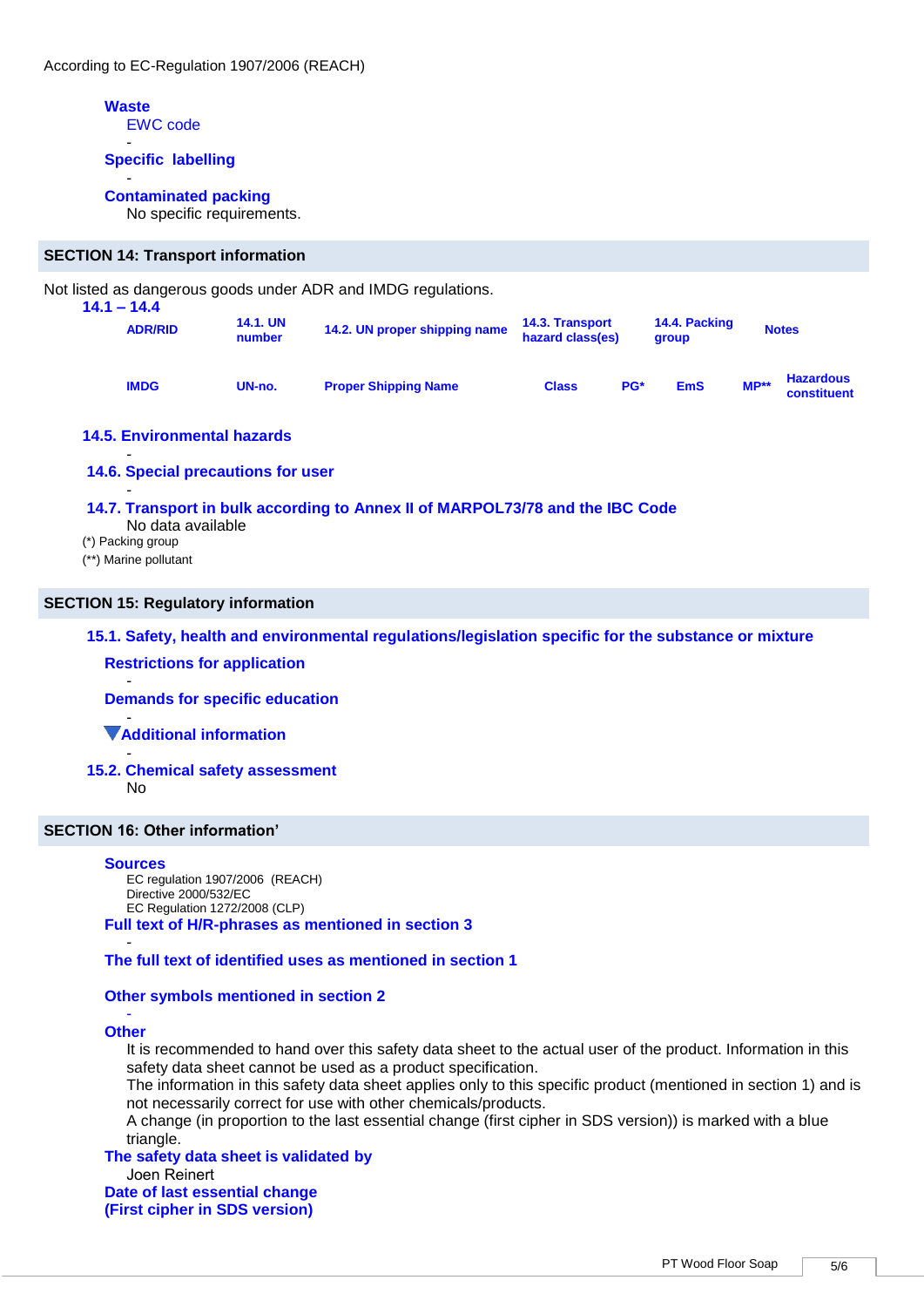According to EC-Regulation 1907/2006 (REACH)

**Waste**

EWC code

-

**Specific labelling**

-

**Contaminated packing**

No specific requirements.

## SECTION 14: Transport information

Not listed as dangerous goods under ADR and IMDG regulations.

**14.1 – 14.4**

| ADR/RID | 14.1. UN number | 14.2. UN proper shipping name | 14.3. Transport hazard class(es) | | 14.4. Packing group | | Notes |
|---|---|---|---|---|---|---|---|
| IMDG | UN-no. | Proper Shipping Name | Class | PG* | EmS | MP** | Hazardous constituent |

**14.5. Environmental hazards**

-

**14.6. Special precautions for user**

-

**14.7. Transport in bulk according to Annex II of MARPOL73/78 and the IBC Code**

No data available

(*) Packing group

(**) Marine pollutant

## SECTION 15: Regulatory information

**15.1. Safety, health and environmental regulations/legislation specific for the substance or mixture**

**Restrictions for application**

-

**Demands for specific education**

-

▼**Additional information**

-

**15.2. Chemical safety assessment**

No

## SECTION 16: Other information'

**Sources**

EC regulation 1907/2006 (REACH)
Directive 2000/532/EC
EC Regulation 1272/2008 (CLP)

**Full text of H/R-phrases as mentioned in section 3**

-

**The full text of identified uses as mentioned in section 1**

**Other symbols mentioned in section 2**

-

**Other**

It is recommended to hand over this safety data sheet to the actual user of the product. Information in this safety data sheet cannot be used as a product specification.
The information in this safety data sheet applies only to this specific product (mentioned in section 1) and is not necessarily correct for use with other chemicals/products.
A change (in proportion to the last essential change (first cipher in SDS version)) is marked with a blue triangle.

**The safety data sheet is validated by**

Joen Reinert

**Date of last essential change**
**(First cipher in SDS version)**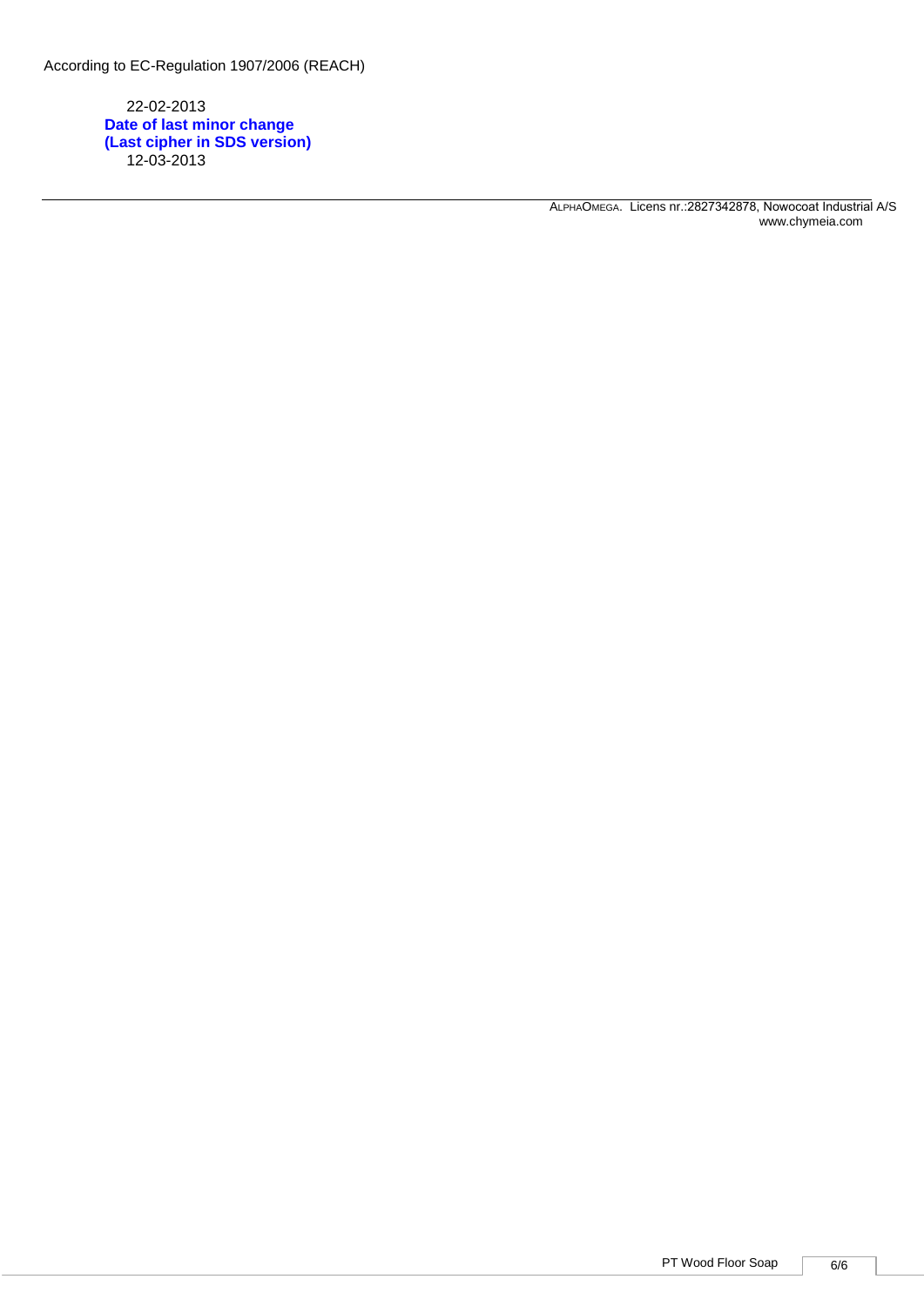According to EC-Regulation 1907/2006 (REACH)

22-02-2013

**Date of last minor change**
**(Last cipher in SDS version)**

12-03-2013

---

ALPHAOMEGA. Licens nr.:2827342878, Nowocoat Industrial A/S
www.chymeia.com